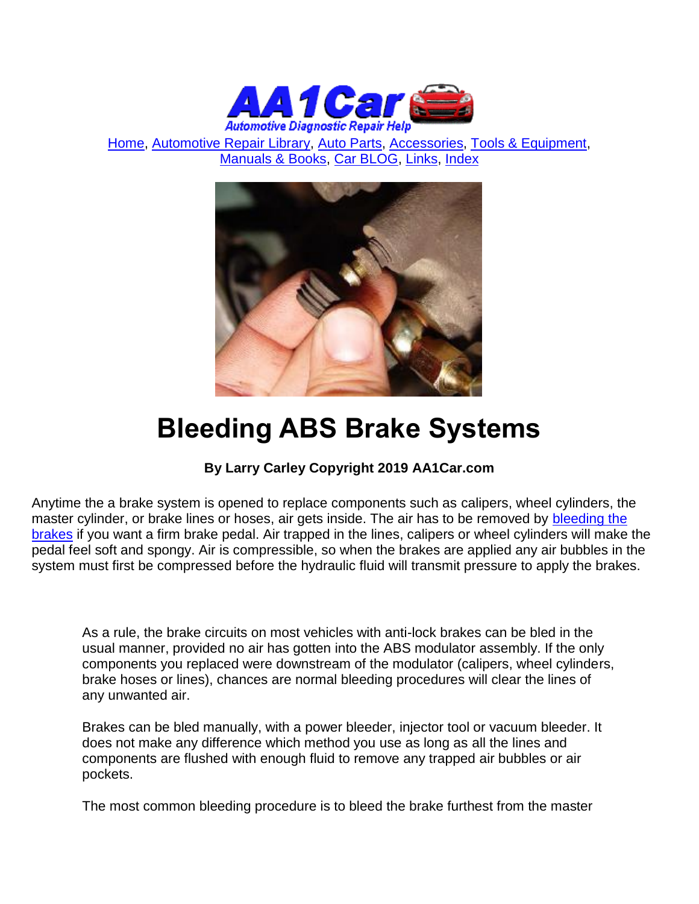Home, Automotive Repair Library, Auto Parts, Accessories, Tools & Equipment, Manuals & Books, Car BLOG, Links, Index

# Bleeding ABS Brake Systems

**By Larry Carley Copyright 2019 AA1Car.com**

Anytime the a brake system is opened to replace components such as calipers, wheel cylinders, the master cylinder, or brake lines or hoses, air gets inside. The air has to be removed by bleeding the brakes if you want a firm brake pedal. Air trapped in the lines, calipers or wheel cylinders will make the pedal feel soft and spongy. Air is compressible, so when the brakes are applied any air bubbles in the system must first be compressed before the hydraulic fluid will transmit pressure to apply the brakes.

As a rule, the brake circuits on most vehicles with anti-lock brakes can be bled in the usual manner, provided no air has gotten into the ABS modulator assembly. If the only components you replaced were downstream of the modulator (calipers, wheel cylinders, brake hoses or lines), chances are normal bleeding procedures will clear the lines of any unwanted air.

Brakes can be bled manually, with a power bleeder, injector tool or vacuum bleeder. It does not make any difference which method you use as long as all the lines and components are flushed with enough fluid to remove any trapped air bubbles or air pockets.

The most common bleeding procedure is to bleed the brake furthest from the master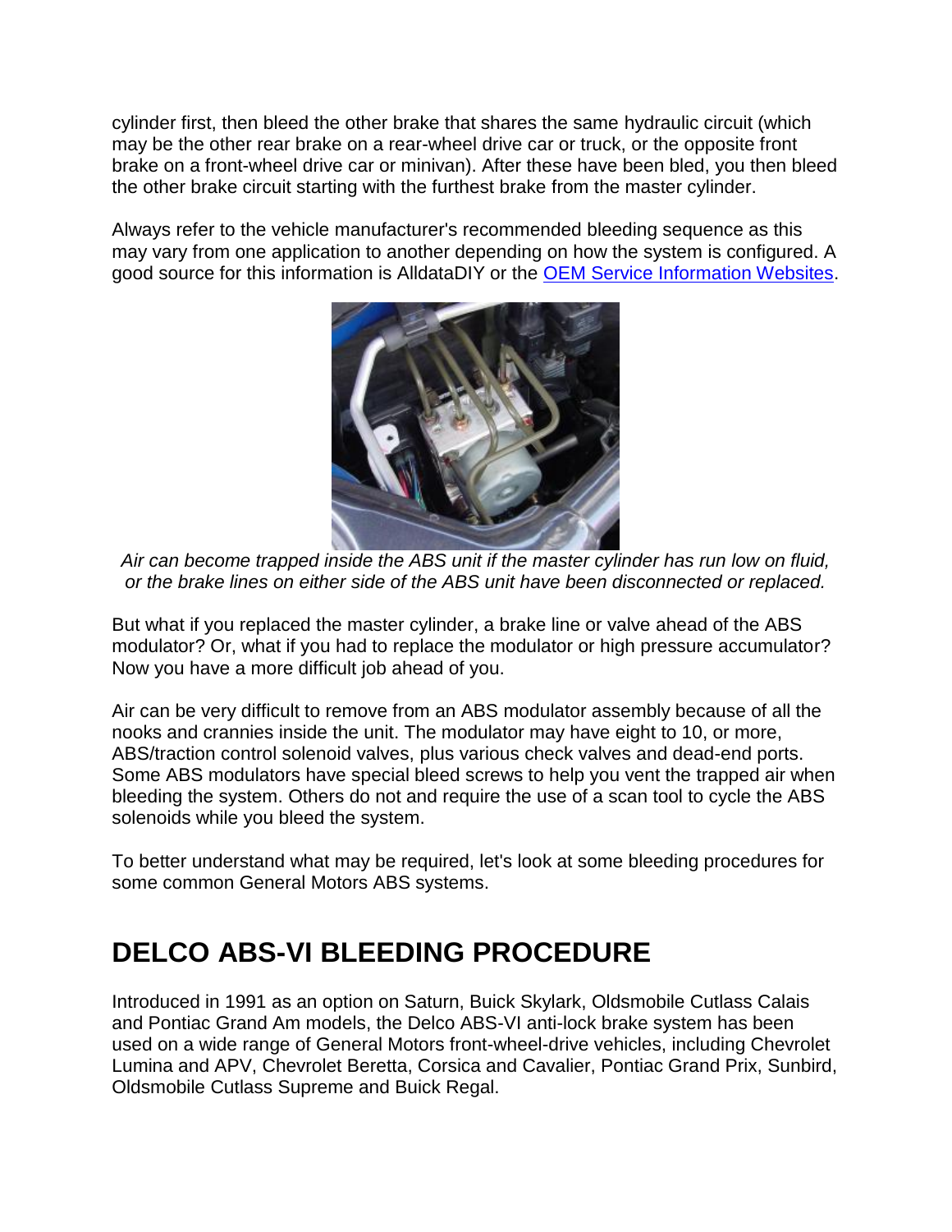cylinder first, then bleed the other brake that shares the same hydraulic circuit (which may be the other rear brake on a rear-wheel drive car or truck, or the opposite front brake on a front-wheel drive car or minivan). After these have been bled, you then bleed the other brake circuit starting with the furthest brake from the master cylinder.

Always refer to the vehicle manufacturer's recommended bleeding sequence as this may vary from one application to another depending on how the system is configured. A good source for this information is AlldataDIY or the OEM Service Information Websites.

*Air can become trapped inside the ABS unit if the master cylinder has run low on fluid, or the brake lines on either side of the ABS unit have been disconnected or replaced.*

But what if you replaced the master cylinder, a brake line or valve ahead of the ABS modulator? Or, what if you had to replace the modulator or high pressure accumulator? Now you have a more difficult job ahead of you.

Air can be very difficult to remove from an ABS modulator assembly because of all the nooks and crannies inside the unit. The modulator may have eight to 10, or more, ABS/traction control solenoid valves, plus various check valves and dead-end ports. Some ABS modulators have special bleed screws to help you vent the trapped air when bleeding the system. Others do not and require the use of a scan tool to cycle the ABS solenoids while you bleed the system.

To better understand what may be required, let's look at some bleeding procedures for some common General Motors ABS systems.

## DELCO ABS-VI BLEEDING PROCEDURE

Introduced in 1991 as an option on Saturn, Buick Skylark, Oldsmobile Cutlass Calais and Pontiac Grand Am models, the Delco ABS-VI anti-lock brake system has been used on a wide range of General Motors front-wheel-drive vehicles, including Chevrolet Lumina and APV, Chevrolet Beretta, Corsica and Cavalier, Pontiac Grand Prix, Sunbird, Oldsmobile Cutlass Supreme and Buick Regal.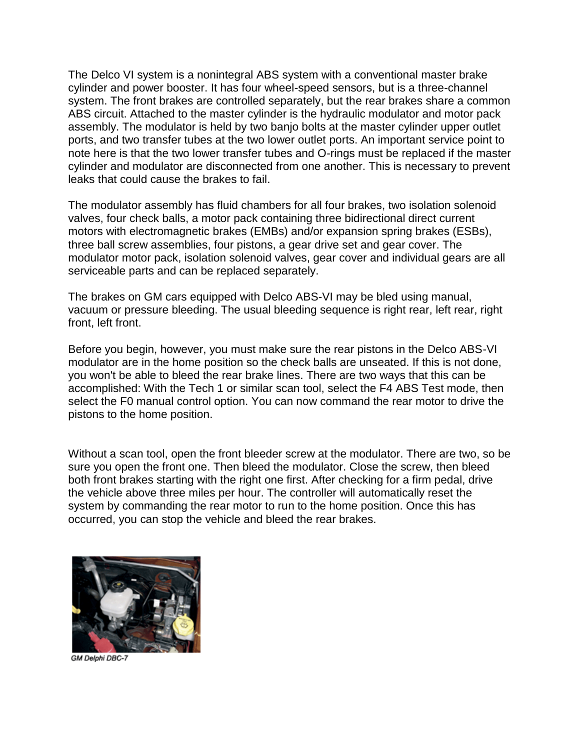The Delco VI system is a nonintegral ABS system with a conventional master brake cylinder and power booster. It has four wheel-speed sensors, but is a three-channel system. The front brakes are controlled separately, but the rear brakes share a common ABS circuit. Attached to the master cylinder is the hydraulic modulator and motor pack assembly. The modulator is held by two banjo bolts at the master cylinder upper outlet ports, and two transfer tubes at the two lower outlet ports. An important service point to note here is that the two lower transfer tubes and O-rings must be replaced if the master cylinder and modulator are disconnected from one another. This is necessary to prevent leaks that could cause the brakes to fail.

The modulator assembly has fluid chambers for all four brakes, two isolation solenoid valves, four check balls, a motor pack containing three bidirectional direct current motors with electromagnetic brakes (EMBs) and/or expansion spring brakes (ESBs), three ball screw assemblies, four pistons, a gear drive set and gear cover. The modulator motor pack, isolation solenoid valves, gear cover and individual gears are all serviceable parts and can be replaced separately.

The brakes on GM cars equipped with Delco ABS-VI may be bled using manual, vacuum or pressure bleeding. The usual bleeding sequence is right rear, left rear, right front, left front.

Before you begin, however, you must make sure the rear pistons in the Delco ABS-VI modulator are in the home position so the check balls are unseated. If this is not done, you won't be able to bleed the rear brake lines. There are two ways that this can be accomplished: With the Tech 1 or similar scan tool, select the F4 ABS Test mode, then select the F0 manual control option. You can now command the rear motor to drive the pistons to the home position.

Without a scan tool, open the front bleeder screw at the modulator. There are two, so be sure you open the front one. Then bleed the modulator. Close the screw, then bleed both front brakes starting with the right one first. After checking for a firm pedal, drive the vehicle above three miles per hour. The controller will automatically reset the system by commanding the rear motor to run to the home position. Once this has occurred, you can stop the vehicle and bleed the rear brakes.

*GM Delphi DBC-7*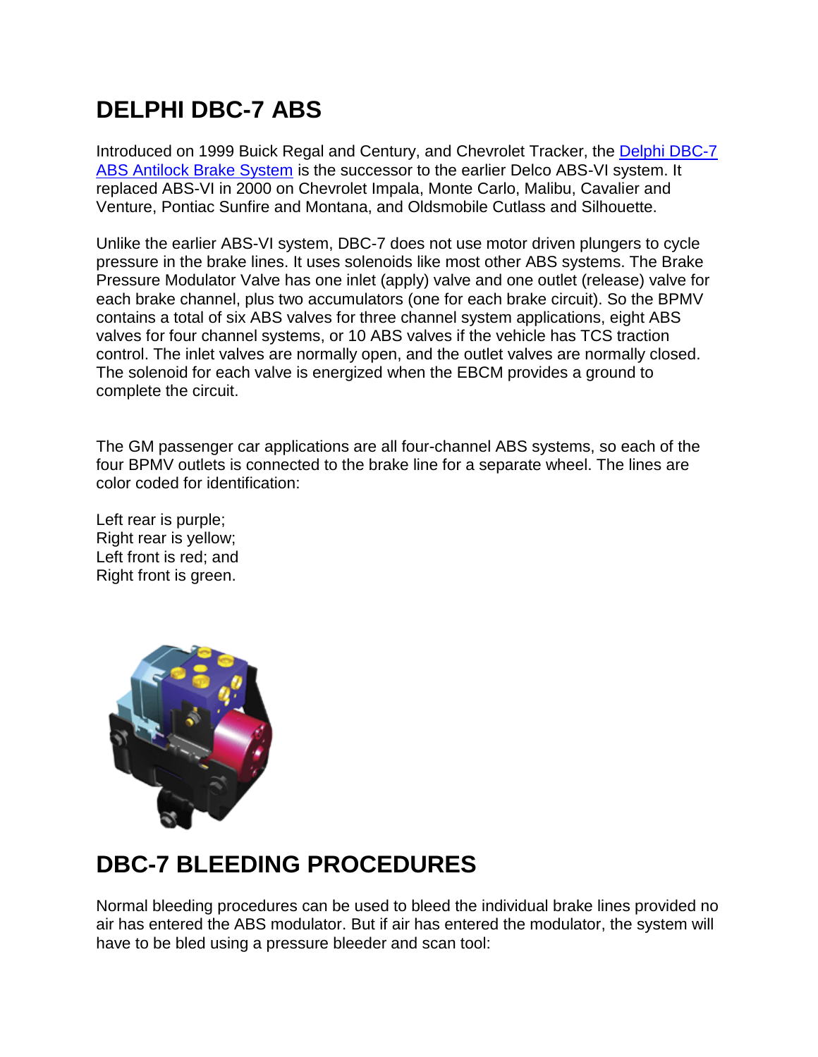# DELPHI DBC-7 ABS

Introduced on 1999 Buick Regal and Century, and Chevrolet Tracker, the [Delphi DBC-7 ABS Antilock Brake System] is the successor to the earlier Delco ABS-VI system. It replaced ABS-VI in 2000 on Chevrolet Impala, Monte Carlo, Malibu, Cavalier and Venture, Pontiac Sunfire and Montana, and Oldsmobile Cutlass and Silhouette.

Unlike the earlier ABS-VI system, DBC-7 does not use motor driven plungers to cycle pressure in the brake lines. It uses solenoids like most other ABS systems. The Brake Pressure Modulator Valve has one inlet (apply) valve and one outlet (release) valve for each brake channel, plus two accumulators (one for each brake circuit). So the BPMV contains a total of six ABS valves for three channel system applications, eight ABS valves for four channel systems, or 10 ABS valves if the vehicle has TCS traction control. The inlet valves are normally open, and the outlet valves are normally closed. The solenoid for each valve is energized when the EBCM provides a ground to complete the circuit.

The GM passenger car applications are all four-channel ABS systems, so each of the four BPMV outlets is connected to the brake line for a separate wheel. The lines are color coded for identification:

Left rear is purple;
Right rear is yellow;
Left front is red; and
Right front is green.

## DBC-7 BLEEDING PROCEDURES

Normal bleeding procedures can be used to bleed the individual brake lines provided no air has entered the ABS modulator. But if air has entered the modulator, the system will have to be bled using a pressure bleeder and scan tool: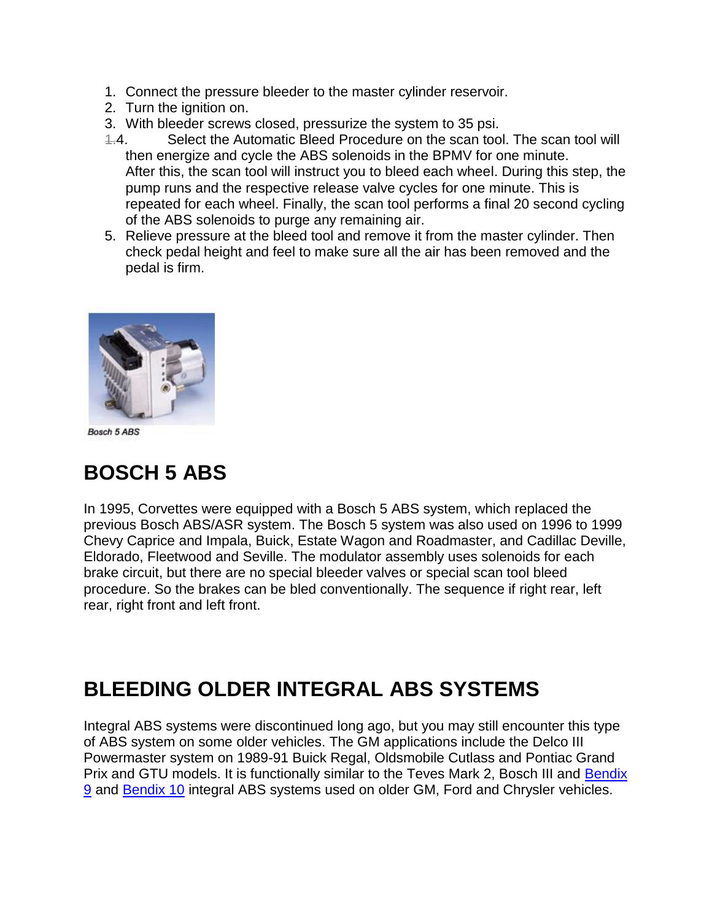1. Connect the pressure bleeder to the master cylinder reservoir.
2. Turn the ignition on.
3. With bleeder screws closed, pressurize the system to 35 psi.
4. Select the Automatic Bleed Procedure on the scan tool. The scan tool will then energize and cycle the ABS solenoids in the BPMV for one minute. After this, the scan tool will instruct you to bleed each wheel. During this step, the pump runs and the respective release valve cycles for one minute. This is repeated for each wheel. Finally, the scan tool performs a final 20 second cycling of the ABS solenoids to purge any remaining air.
5. Relieve pressure at the bleed tool and remove it from the master cylinder. Then check pedal height and feel to make sure all the air has been removed and the pedal is firm.

*Bosch 5 ABS*

# BOSCH 5 ABS

In 1995, Corvettes were equipped with a Bosch 5 ABS system, which replaced the previous Bosch ABS/ASR system. The Bosch 5 system was also used on 1996 to 1999 Chevy Caprice and Impala, Buick, Estate Wagon and Roadmaster, and Cadillac Deville, Eldorado, Fleetwood and Seville. The modulator assembly uses solenoids for each brake circuit, but there are no special bleeder valves or special scan tool bleed procedure. So the brakes can be bled conventionally. The sequence if right rear, left rear, right front and left front.

# BLEEDING OLDER INTEGRAL ABS SYSTEMS

Integral ABS systems were discontinued long ago, but you may still encounter this type of ABS system on some older vehicles. The GM applications include the Delco III Powermaster system on 1989-91 Buick Regal, Oldsmobile Cutlass and Pontiac Grand Prix and GTU models. It is functionally similar to the Teves Mark 2, Bosch III and Bendix 9 and Bendix 10 integral ABS systems used on older GM, Ford and Chrysler vehicles.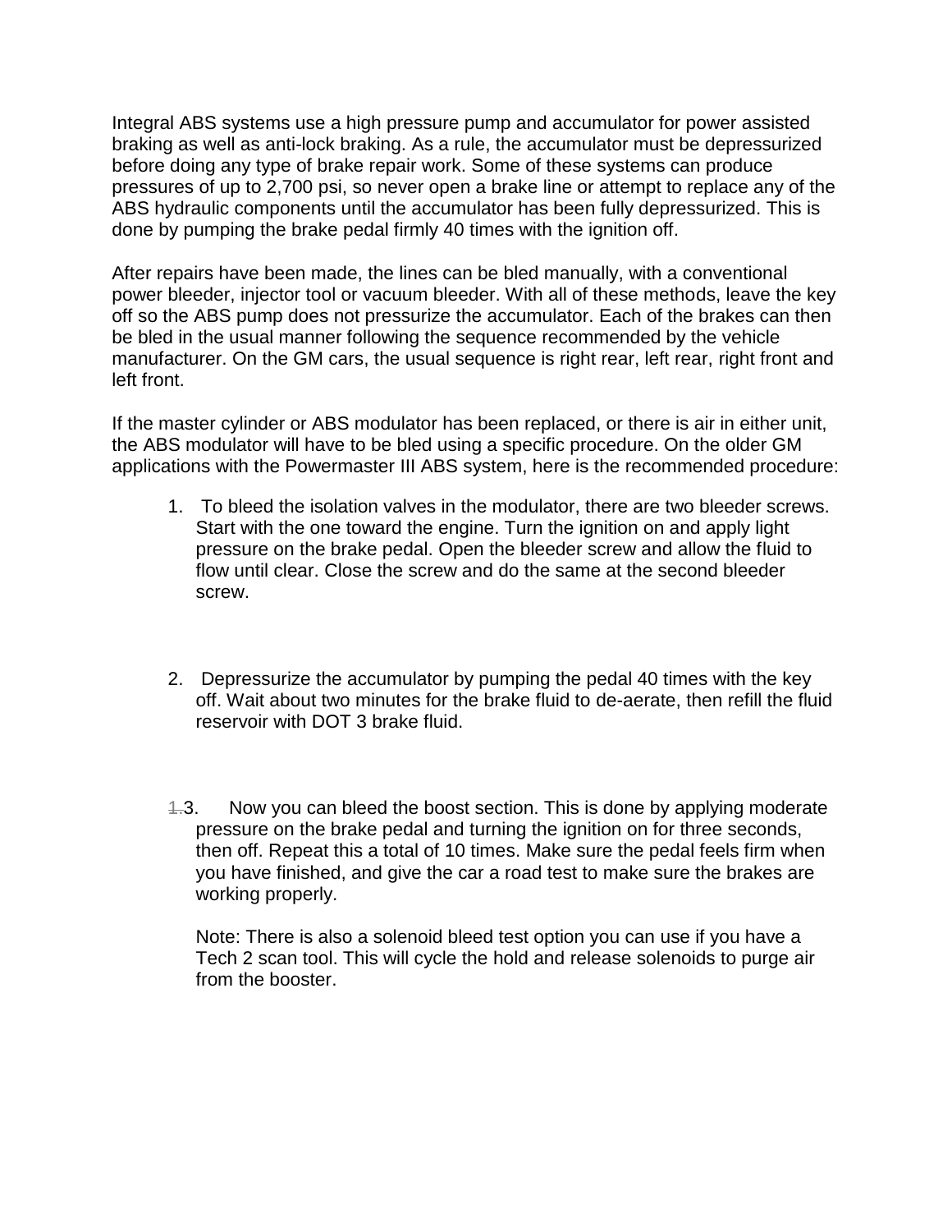Integral ABS systems use a high pressure pump and accumulator for power assisted braking as well as anti-lock braking. As a rule, the accumulator must be depressurized before doing any type of brake repair work. Some of these systems can produce pressures of up to 2,700 psi, so never open a brake line or attempt to replace any of the ABS hydraulic components until the accumulator has been fully depressurized. This is done by pumping the brake pedal firmly 40 times with the ignition off.

After repairs have been made, the lines can be bled manually, with a conventional power bleeder, injector tool or vacuum bleeder. With all of these methods, leave the key off so the ABS pump does not pressurize the accumulator. Each of the brakes can then be bled in the usual manner following the sequence recommended by the vehicle manufacturer. On the GM cars, the usual sequence is right rear, left rear, right front and left front.

If the master cylinder or ABS modulator has been replaced, or there is air in either unit, the ABS modulator will have to be bled using a specific procedure. On the older GM applications with the Powermaster III ABS system, here is the recommended procedure:

1. To bleed the isolation valves in the modulator, there are two bleeder screws. Start with the one toward the engine. Turn the ignition on and apply light pressure on the brake pedal. Open the bleeder screw and allow the fluid to flow until clear. Close the screw and do the same at the second bleeder screw.

2. Depressurize the accumulator by pumping the pedal 40 times with the key off. Wait about two minutes for the brake fluid to de-aerate, then refill the fluid reservoir with DOT 3 brake fluid.

3. Now you can bleed the boost section. This is done by applying moderate pressure on the brake pedal and turning the ignition on for three seconds, then off. Repeat this a total of 10 times. Make sure the pedal feels firm when you have finished, and give the car a road test to make sure the brakes are working properly.

   Note: There is also a solenoid bleed test option you can use if you have a Tech 2 scan tool. This will cycle the hold and release solenoids to purge air from the booster.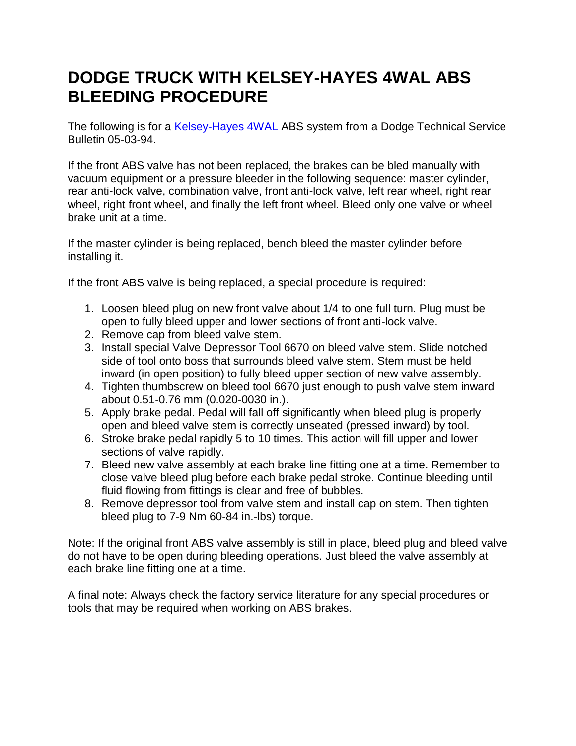# DODGE TRUCK WITH KELSEY-HAYES 4WAL ABS BLEEDING PROCEDURE

The following is for a Kelsey-Hayes 4WAL ABS system from a Dodge Technical Service Bulletin 05-03-94.

If the front ABS valve has not been replaced, the brakes can be bled manually with vacuum equipment or a pressure bleeder in the following sequence: master cylinder, rear anti-lock valve, combination valve, front anti-lock valve, left rear wheel, right rear wheel, right front wheel, and finally the left front wheel. Bleed only one valve or wheel brake unit at a time.

If the master cylinder is being replaced, bench bleed the master cylinder before installing it.

If the front ABS valve is being replaced, a special procedure is required:

1. Loosen bleed plug on new front valve about 1/4 to one full turn. Plug must be open to fully bleed upper and lower sections of front anti-lock valve.
2. Remove cap from bleed valve stem.
3. Install special Valve Depressor Tool 6670 on bleed valve stem. Slide notched side of tool onto boss that surrounds bleed valve stem. Stem must be held inward (in open position) to fully bleed upper section of new valve assembly.
4. Tighten thumbscrew on bleed tool 6670 just enough to push valve stem inward about 0.51-0.76 mm (0.020-0030 in.).
5. Apply brake pedal. Pedal will fall off significantly when bleed plug is properly open and bleed valve stem is correctly unseated (pressed inward) by tool.
6. Stroke brake pedal rapidly 5 to 10 times. This action will fill upper and lower sections of valve rapidly.
7. Bleed new valve assembly at each brake line fitting one at a time. Remember to close valve bleed plug before each brake pedal stroke. Continue bleeding until fluid flowing from fittings is clear and free of bubbles.
8. Remove depressor tool from valve stem and install cap on stem. Then tighten bleed plug to 7-9 Nm 60-84 in.-lbs) torque.

Note: If the original front ABS valve assembly is still in place, bleed plug and bleed valve do not have to be open during bleeding operations. Just bleed the valve assembly at each brake line fitting one at a time.

A final note: Always check the factory service literature for any special procedures or tools that may be required when working on ABS brakes.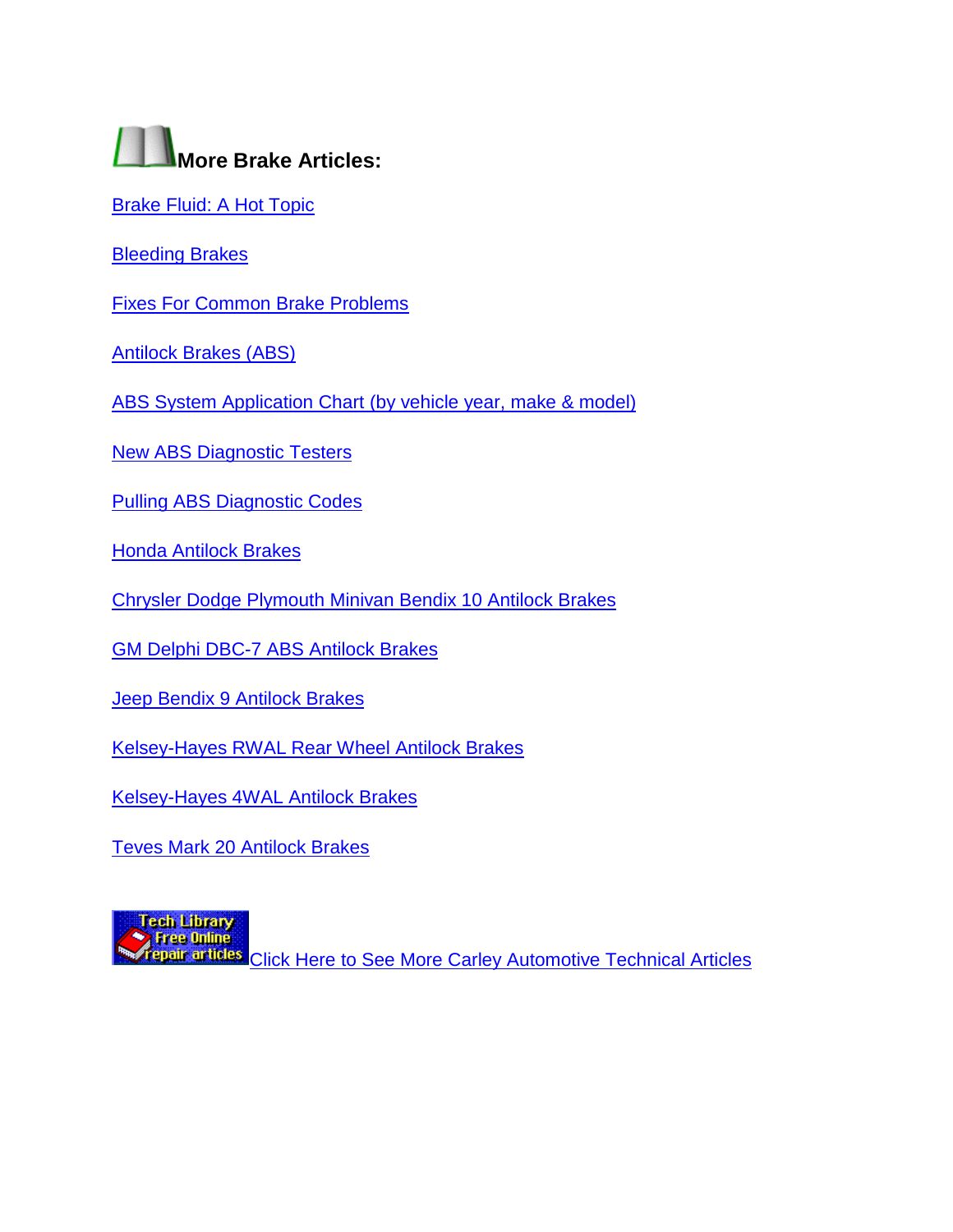## More Brake Articles:

Brake Fluid: A Hot Topic

Bleeding Brakes

Fixes For Common Brake Problems

Antilock Brakes (ABS)

ABS System Application Chart (by vehicle year, make & model)

New ABS Diagnostic Testers

Pulling ABS Diagnostic Codes

Honda Antilock Brakes

Chrysler Dodge Plymouth Minivan Bendix 10 Antilock Brakes

GM Delphi DBC-7 ABS Antilock Brakes

Jeep Bendix 9 Antilock Brakes

Kelsey-Hayes RWAL Rear Wheel Antilock Brakes

Kelsey-Hayes 4WAL Antilock Brakes

Teves Mark 20 Antilock Brakes

Click Here to See More Carley Automotive Technical Articles